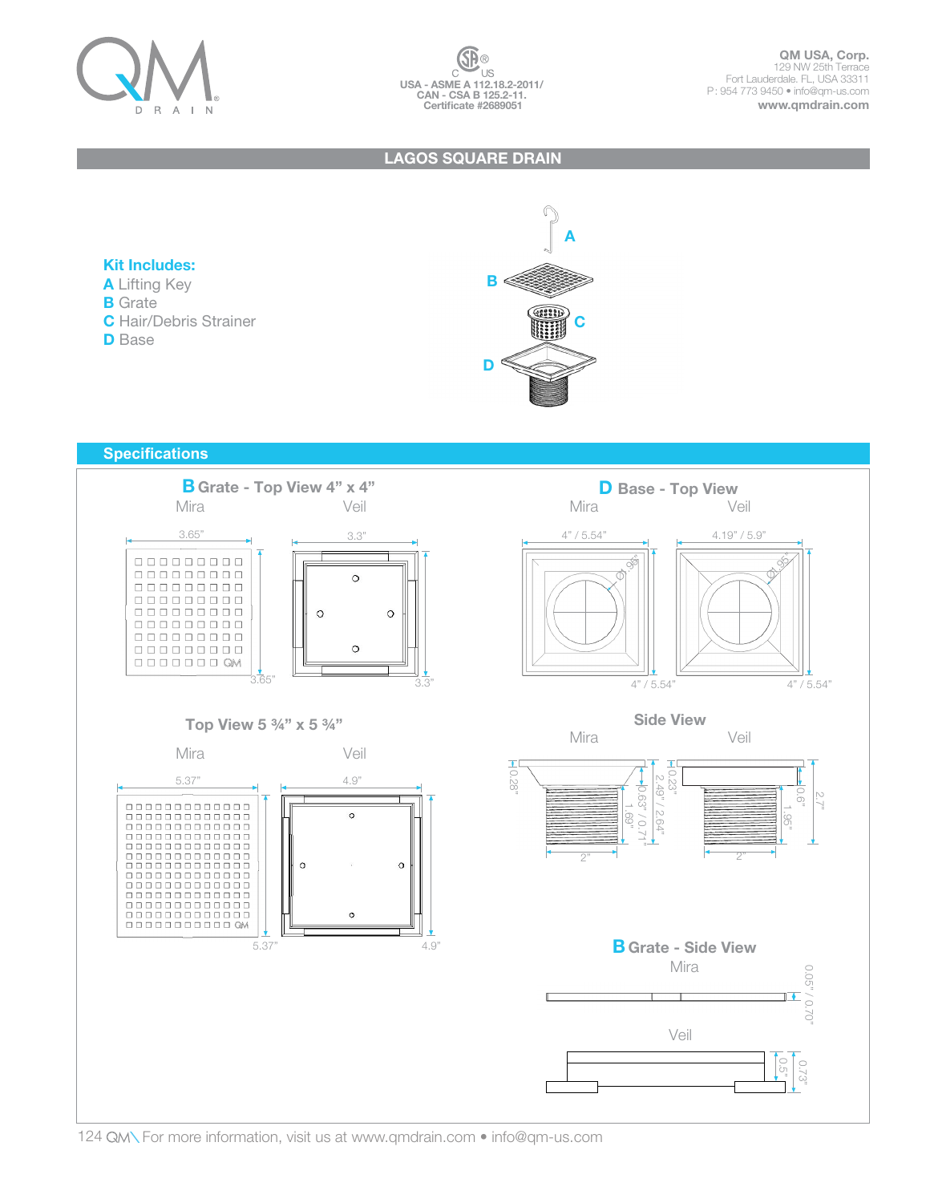QM DRAIN

USA - ASME A 112.18.2-2011/
CAN - CSA B 125.2-11.
Certificate #2689051

**QM USA, Corp.**
129 NW 25th Terrace
Fort Lauderdale. FL, USA 33311
P: 954 773 9450 • info@qm-us.com
**www.qmdrain.com**

# LAGOS SQUARE DRAIN

**Kit Includes:**

- **A** Lifting Key
- **B** Grate
- **C** Hair/Debris Strainer
- **D** Base

## Specifications

### B Grate - Top View 4" x 4"

Mira: 3.65" x 3.65"

Veil: 3.3" x 3.3"

### Top View 5 ¾" x 5 ¾"

Mira: 5.37" x 5.37"

Veil: 4.9" x 4.9"

### D Base - Top View

Mira: 4" / 5.54" x 4" / 5.54", Ø1.95"

Veil: 4.19" / 5.9" x 4" / 5.54", Ø1.95"

### Side View

Mira: 0.28", 0.63" / 0.71", 2.49" / 2.64", 1.69", 2"

Veil: 0.23", 0.6", 1.95", 2.7", 2"

### B Grate - Side View

Mira: 0.05" / 0.70"

Veil: 0.5", 0.73"

For more information, visit us at www.qmdrain.com • info@qm-us.com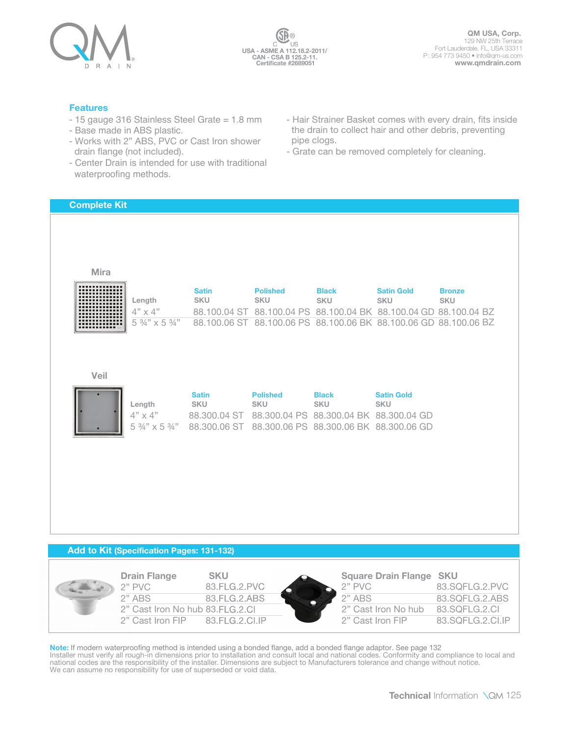QM USA, Corp.
129 NW 25th Terrace
Fort Lauderdale. FL, USA 33311
P: 954 773 9450 • info@qm-us.com
www.qmdrain.com

USA - ASME A 112.18.2-2011/
CAN - CSA B 125.2-11.
Certificate #2689051

## Features

- 15 gauge 316 Stainless Steel Grate = 1.8 mm
- Base made in ABS plastic.
- Works with 2" ABS, PVC or Cast Iron shower drain flange (not included).
- Center Drain is intended for use with traditional waterproofing methods.
- Hair Strainer Basket comes with every drain, fits inside the drain to collect hair and other debris, preventing pipe clogs.
- Grate can be removed completely for cleaning.

## Complete Kit

### Mira

| Length | Satin SKU | Polished SKU | Black SKU | Satin Gold SKU | Bronze SKU |
|---|---|---|---|---|---|
| 4" x 4" | 88.100.04 ST | 88.100.04 PS | 88.100.04 BK | 88.100.04 GD | 88.100.04 BZ |
| 5 ¾" x 5 ¾" | 88.100.06 ST | 88.100.06 PS | 88.100.06 BK | 88.100.06 GD | 88.100.06 BZ |

### Veil

| Length | Satin SKU | Polished SKU | Black SKU | Satin Gold SKU |
|---|---|---|---|---|
| 4" x 4" | 88.300.04 ST | 88.300.04 PS | 88.300.04 BK | 88.300.04 GD |
| 5 ¾" x 5 ¾" | 88.300.06 ST | 88.300.06 PS | 88.300.06 BK | 88.300.06 GD |

## Add to Kit (Specification Pages: 131-132)

| Drain Flange | SKU |
|---|---|
| 2" PVC | 83.FLG.2.PVC |
| 2" ABS | 83.FLG.2.ABS |
| 2" Cast Iron No hub | 83.FLG.2.CI |
| 2" Cast Iron FIP | 83.FLG.2.CI.IP |

| Square Drain Flange | SKU |
|---|---|
| 2" PVC | 83.SQFLG.2.PVC |
| 2" ABS | 83.SQFLG.2.ABS |
| 2" Cast Iron No hub | 83.SQFLG.2.CI |
| 2" Cast Iron FIP | 83.SQFLG.2.CI.IP |

**Note:** If modern waterproofing method is intended using a bonded flange, add a bonded flange adaptor. See page 132
Installer must verify all rough-in dimensions prior to installation and consult local and national codes. Conformity and compliance to local and national codes are the responsibility of the installer. Dimensions are subject to Manufacturers tolerance and change without notice.
We can assume no responsibility for use of superseded or void data.